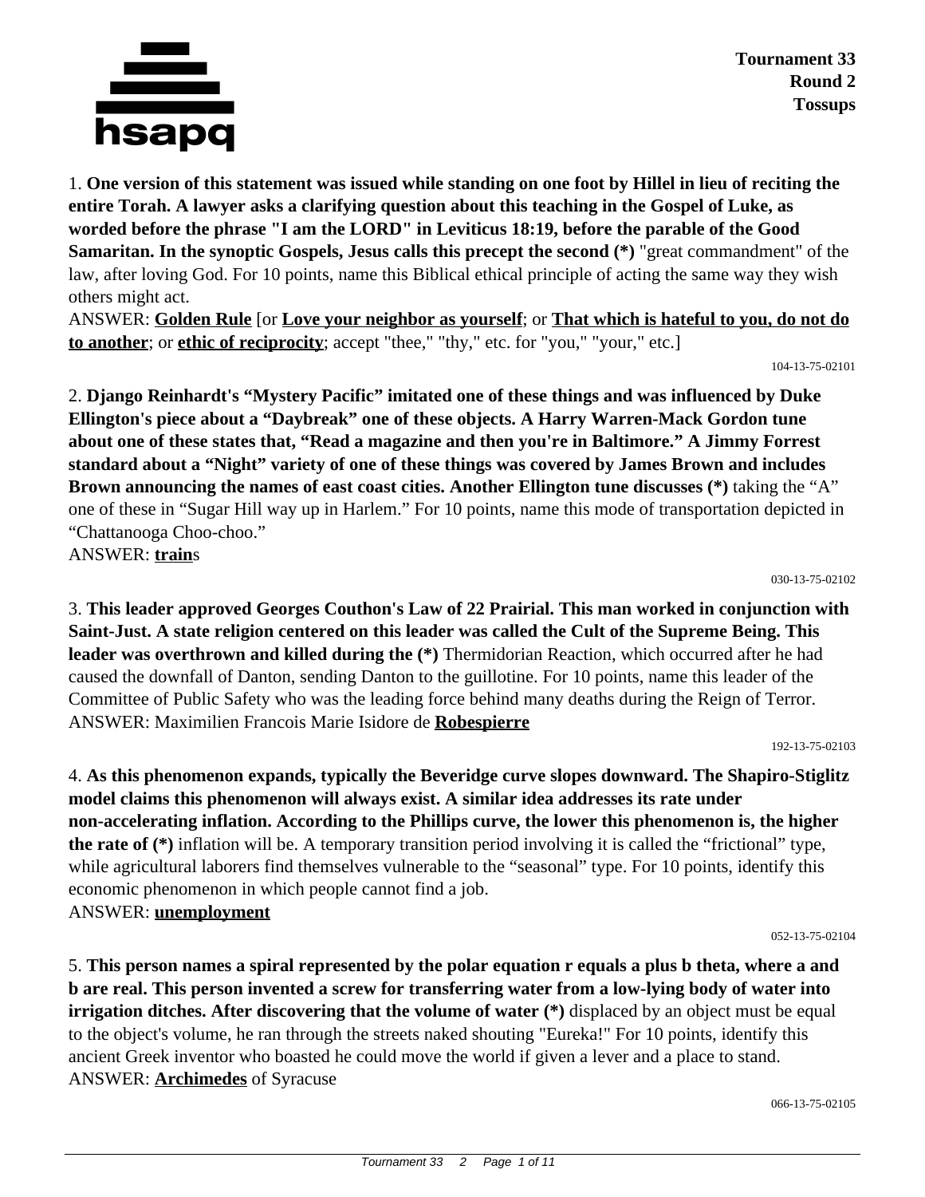**Tournament 33**
**Round 2**
**Tossups**

1. **One version of this statement was issued while standing on one foot by Hillel in lieu of reciting the entire Torah. A lawyer asks a clarifying question about this teaching in the Gospel of Luke, as worded before the phrase "I am the LORD" in Leviticus 18:19, before the parable of the Good Samaritan. In the synoptic Gospels, Jesus calls this precept the second (*)** "great commandment" of the law, after loving God. For 10 points, name this Biblical ethical principle of acting the same way they wish others might act.
ANSWER: **Golden Rule** [or **Love your neighbor as yourself**; or **That which is hateful to you, do not do to another**; or **ethic of reciprocity**; accept "thee," "thy," etc. for "you," "your," etc.]

104-13-75-02101

2. **Django Reinhardt's "Mystery Pacific" imitated one of these things and was influenced by Duke Ellington's piece about a "Daybreak" one of these objects. A Harry Warren-Mack Gordon tune about one of these states that, "Read a magazine and then you're in Baltimore." A Jimmy Forrest standard about a "Night" variety of one of these things was covered by James Brown and includes Brown announcing the names of east coast cities. Another Ellington tune discusses (*)** taking the "A" one of these in "Sugar Hill way up in Harlem." For 10 points, name this mode of transportation depicted in "Chattanooga Choo-choo."
ANSWER: **train**s

030-13-75-02102

3. **This leader approved Georges Couthon's Law of 22 Prairial. This man worked in conjunction with Saint-Just. A state religion centered on this leader was called the Cult of the Supreme Being. This leader was overthrown and killed during the (*)** Thermidorian Reaction, which occurred after he had caused the downfall of Danton, sending Danton to the guillotine. For 10 points, name this leader of the Committee of Public Safety who was the leading force behind many deaths during the Reign of Terror.
ANSWER: Maximilien Francois Marie Isidore de **Robespierre**

192-13-75-02103

4. **As this phenomenon expands, typically the Beveridge curve slopes downward. The Shapiro-Stiglitz model claims this phenomenon will always exist. A similar idea addresses its rate under non-accelerating inflation. According to the Phillips curve, the lower this phenomenon is, the higher the rate of (*)** inflation will be. A temporary transition period involving it is called the "frictional" type, while agricultural laborers find themselves vulnerable to the "seasonal" type. For 10 points, identify this economic phenomenon in which people cannot find a job.
ANSWER: **unemployment**

052-13-75-02104

5. **This person names a spiral represented by the polar equation r equals a plus b theta, where a and b are real. This person invented a screw for transferring water from a low-lying body of water into irrigation ditches. After discovering that the volume of water (*)** displaced by an object must be equal to the object's volume, he ran through the streets naked shouting "Eureka!" For 10 points, identify this ancient Greek inventor who boasted he could move the world if given a lever and a place to stand.
ANSWER: **Archimedes** of Syracuse

066-13-75-02105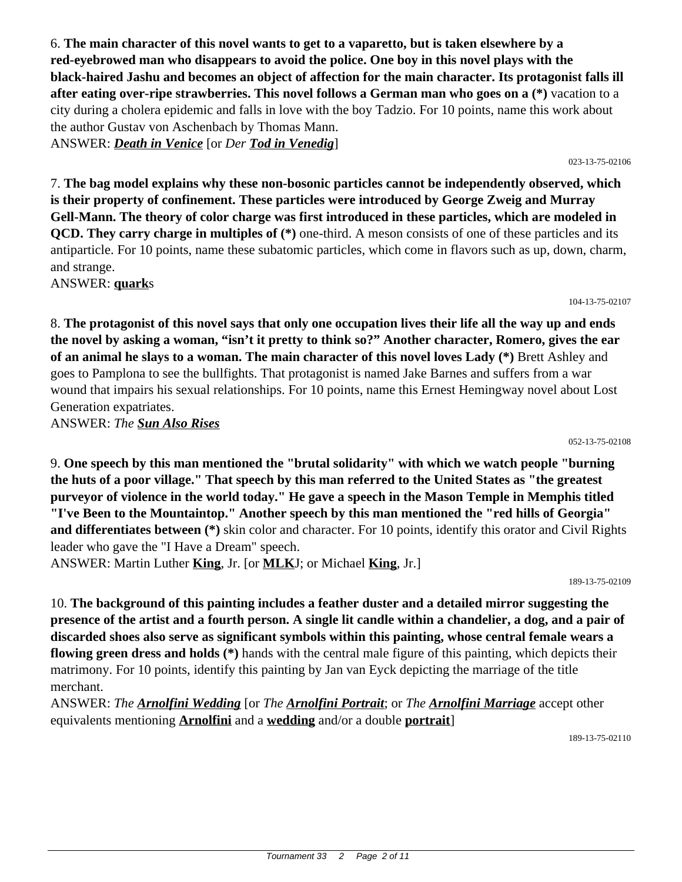6. **The main character of this novel wants to get to a vaparetto, but is taken elsewhere by a red-eyebrowed man who disappears to avoid the police. One boy in this novel plays with the black-haired Jashu and becomes an object of affection for the main character. Its protagonist falls ill after eating over-ripe strawberries. This novel follows a German man who goes on a (*)** vacation to a city during a cholera epidemic and falls in love with the boy Tadzio. For 10 points, name this work about the author Gustav von Aschenbach by Thomas Mann.

ANSWER: ***Death in Venice*** [or *Der* ***Tod in Venedig***]

023-13-75-02106

7. **The bag model explains why these non-bosonic particles cannot be independently observed, which is their property of confinement. These particles were introduced by George Zweig and Murray Gell-Mann. The theory of color charge was first introduced in these particles, which are modeled in QCD. They carry charge in multiples of (*)** one-third. A meson consists of one of these particles and its antiparticle. For 10 points, name these subatomic particles, which come in flavors such as up, down, charm, and strange.

ANSWER: **quark**s

104-13-75-02107

8. **The protagonist of this novel says that only one occupation lives their life all the way up and ends the novel by asking a woman, "isn't it pretty to think so?" Another character, Romero, gives the ear of an animal he slays to a woman. The main character of this novel loves Lady (*)** Brett Ashley and goes to Pamplona to see the bullfights. That protagonist is named Jake Barnes and suffers from a war wound that impairs his sexual relationships. For 10 points, name this Ernest Hemingway novel about Lost Generation expatriates.

ANSWER: *The* ***Sun Also Rises***

052-13-75-02108

9. **One speech by this man mentioned the "brutal solidarity" with which we watch people "burning the huts of a poor village." That speech by this man referred to the United States as "the greatest purveyor of violence in the world today." He gave a speech in the Mason Temple in Memphis titled "I've Been to the Mountaintop." Another speech by this man mentioned the "red hills of Georgia" and differentiates between (*)** skin color and character. For 10 points, identify this orator and Civil Rights leader who gave the "I Have a Dream" speech.

ANSWER: Martin Luther **King**, Jr. [or **MLK**J; or Michael **King**, Jr.]

189-13-75-02109

10. **The background of this painting includes a feather duster and a detailed mirror suggesting the presence of the artist and a fourth person. A single lit candle within a chandelier, a dog, and a pair of discarded shoes also serve as significant symbols within this painting, whose central female wears a flowing green dress and holds (*)** hands with the central male figure of this painting, which depicts their matrimony. For 10 points, identify this painting by Jan van Eyck depicting the marriage of the title merchant.

ANSWER: *The* ***Arnolfini Wedding*** [or *The* ***Arnolfini Portrait***; or *The* ***Arnolfini Marriage*** accept other equivalents mentioning **Arnolfini** and a **wedding** and/or a double **portrait**]

189-13-75-02110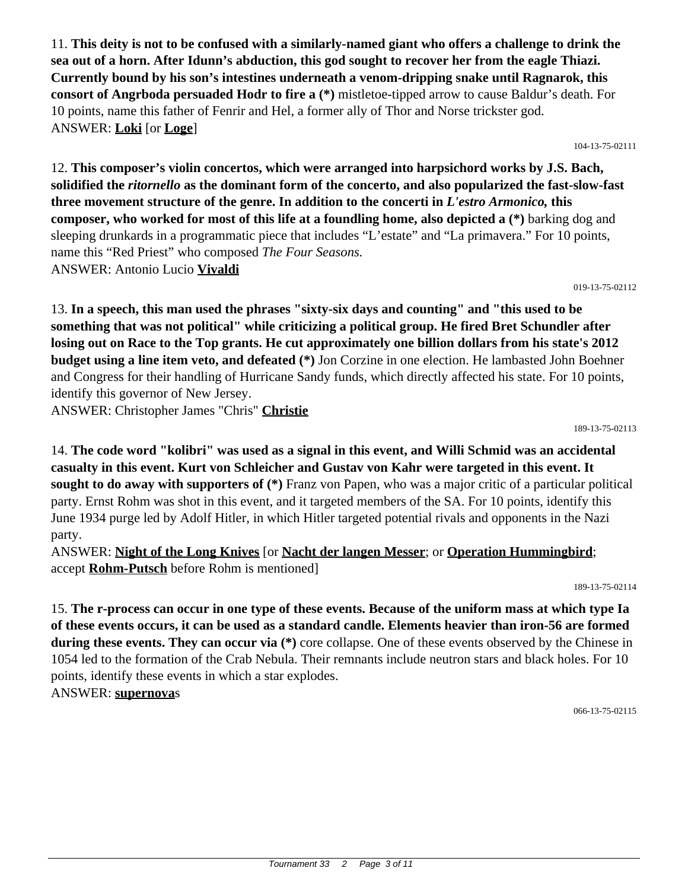11. **This deity is not to be confused with a similarly-named giant who offers a challenge to drink the sea out of a horn. After Idunn's abduction, this god sought to recover her from the eagle Thiazi. Currently bound by his son's intestines underneath a venom-dripping snake until Ragnarok, this consort of Angrboda persuaded Hodr to fire a (*)** mistletoe-tipped arrow to cause Baldur's death. For 10 points, name this father of Fenrir and Hel, a former ally of Thor and Norse trickster god.
ANSWER: **Loki** [or **Loge**]

104-13-75-02111

12. **This composer's violin concertos, which were arranged into harpsichord works by J.S. Bach, solidified the *ritornello* as the dominant form of the concerto, and also popularized the fast-slow-fast three movement structure of the genre. In addition to the concerti in *L'estro Armonico,* this composer, who worked for most of this life at a foundling home, also depicted a (*)** barking dog and sleeping drunkards in a programmatic piece that includes "L'estate" and "La primavera." For 10 points, name this "Red Priest" who composed *The Four Seasons.*
ANSWER: Antonio Lucio **Vivaldi**

019-13-75-02112

13. **In a speech, this man used the phrases "sixty-six days and counting" and "this used to be something that was not political" while criticizing a political group. He fired Bret Schundler after losing out on Race to the Top grants. He cut approximately one billion dollars from his state's 2012 budget using a line item veto, and defeated (*)** Jon Corzine in one election. He lambasted John Boehner and Congress for their handling of Hurricane Sandy funds, which directly affected his state. For 10 points, identify this governor of New Jersey.
ANSWER: Christopher James "Chris" **Christie**

189-13-75-02113

14. **The code word "kolibri" was used as a signal in this event, and Willi Schmid was an accidental casualty in this event. Kurt von Schleicher and Gustav von Kahr were targeted in this event. It sought to do away with supporters of (*)** Franz von Papen, who was a major critic of a particular political party. Ernst Rohm was shot in this event, and it targeted members of the SA. For 10 points, identify this June 1934 purge led by Adolf Hitler, in which Hitler targeted potential rivals and opponents in the Nazi party.
ANSWER: **Night of the Long Knives** [or **Nacht der langen Messer**; or **Operation Hummingbird**; accept **Rohm-Putsch** before Rohm is mentioned]

189-13-75-02114

15. **The r-process can occur in one type of these events. Because of the uniform mass at which type Ia of these events occurs, it can be used as a standard candle. Elements heavier than iron-56 are formed during these events. They can occur via (*)** core collapse. One of these events observed by the Chinese in 1054 led to the formation of the Crab Nebula. Their remnants include neutron stars and black holes. For 10 points, identify these events in which a star explodes.
ANSWER: **supernova**s

066-13-75-02115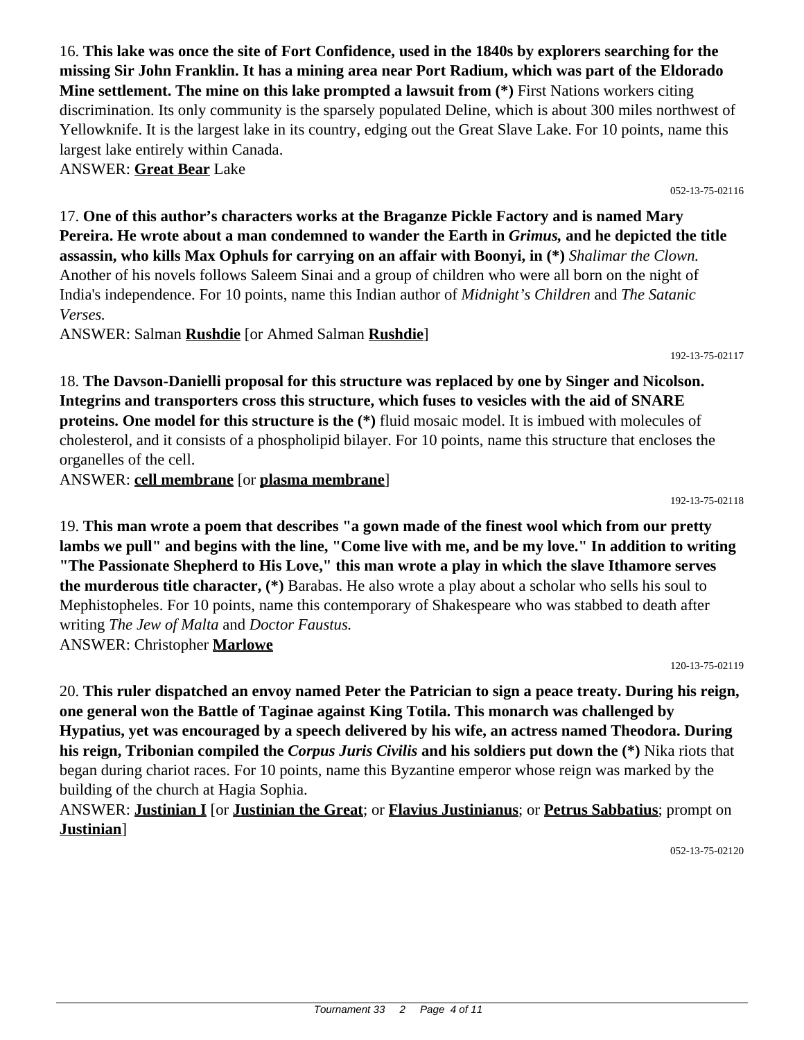16. **This lake was once the site of Fort Confidence, used in the 1840s by explorers searching for the missing Sir John Franklin. It has a mining area near Port Radium, which was part of the Eldorado Mine settlement. The mine on this lake prompted a lawsuit from (*)** First Nations workers citing discrimination. Its only community is the sparsely populated Deline, which is about 300 miles northwest of Yellowknife. It is the largest lake in its country, edging out the Great Slave Lake. For 10 points, name this largest lake entirely within Canada.

ANSWER: **<u>Great Bear</u>** Lake

052-13-75-02116

17. **One of this author's characters works at the Braganze Pickle Factory and is named Mary Pereira. He wrote about a man condemned to wander the Earth in *Grimus,* and he depicted the title assassin, who kills Max Ophuls for carrying on an affair with Boonyi, in (*)** *Shalimar the Clown.* Another of his novels follows Saleem Sinai and a group of children who were all born on the night of India's independence. For 10 points, name this Indian author of *Midnight's Children* and *The Satanic Verses.*

ANSWER: Salman **<u>Rushdie</u>** [or Ahmed Salman **<u>Rushdie</u>**]

192-13-75-02117

18. **The Davson-Danielli proposal for this structure was replaced by one by Singer and Nicolson. Integrins and transporters cross this structure, which fuses to vesicles with the aid of SNARE proteins. One model for this structure is the (*)** fluid mosaic model. It is imbued with molecules of cholesterol, and it consists of a phospholipid bilayer. For 10 points, name this structure that encloses the organelles of the cell.

ANSWER: **<u>cell membrane</u>** [or **<u>plasma membrane</u>**]

192-13-75-02118

19. **This man wrote a poem that describes "a gown made of the finest wool which from our pretty lambs we pull" and begins with the line, "Come live with me, and be my love." In addition to writing "The Passionate Shepherd to His Love," this man wrote a play in which the slave Ithamore serves the murderous title character, (*)** Barabas. He also wrote a play about a scholar who sells his soul to Mephistopheles. For 10 points, name this contemporary of Shakespeare who was stabbed to death after writing *The Jew of Malta* and *Doctor Faustus.*

ANSWER: Christopher **<u>Marlowe</u>**

120-13-75-02119

20. **This ruler dispatched an envoy named Peter the Patrician to sign a peace treaty. During his reign, one general won the Battle of Taginae against King Totila. This monarch was challenged by Hypatius, yet was encouraged by a speech delivered by his wife, an actress named Theodora. During his reign, Tribonian compiled the *Corpus Juris Civilis* and his soldiers put down the (*)** Nika riots that began during chariot races. For 10 points, name this Byzantine emperor whose reign was marked by the building of the church at Hagia Sophia.

ANSWER: **<u>Justinian I</u>** [or **<u>Justinian the Great</u>**; or **<u>Flavius Justinianus</u>**; or **<u>Petrus Sabbatius</u>**; prompt on **<u>Justinian</u>**]

052-13-75-02120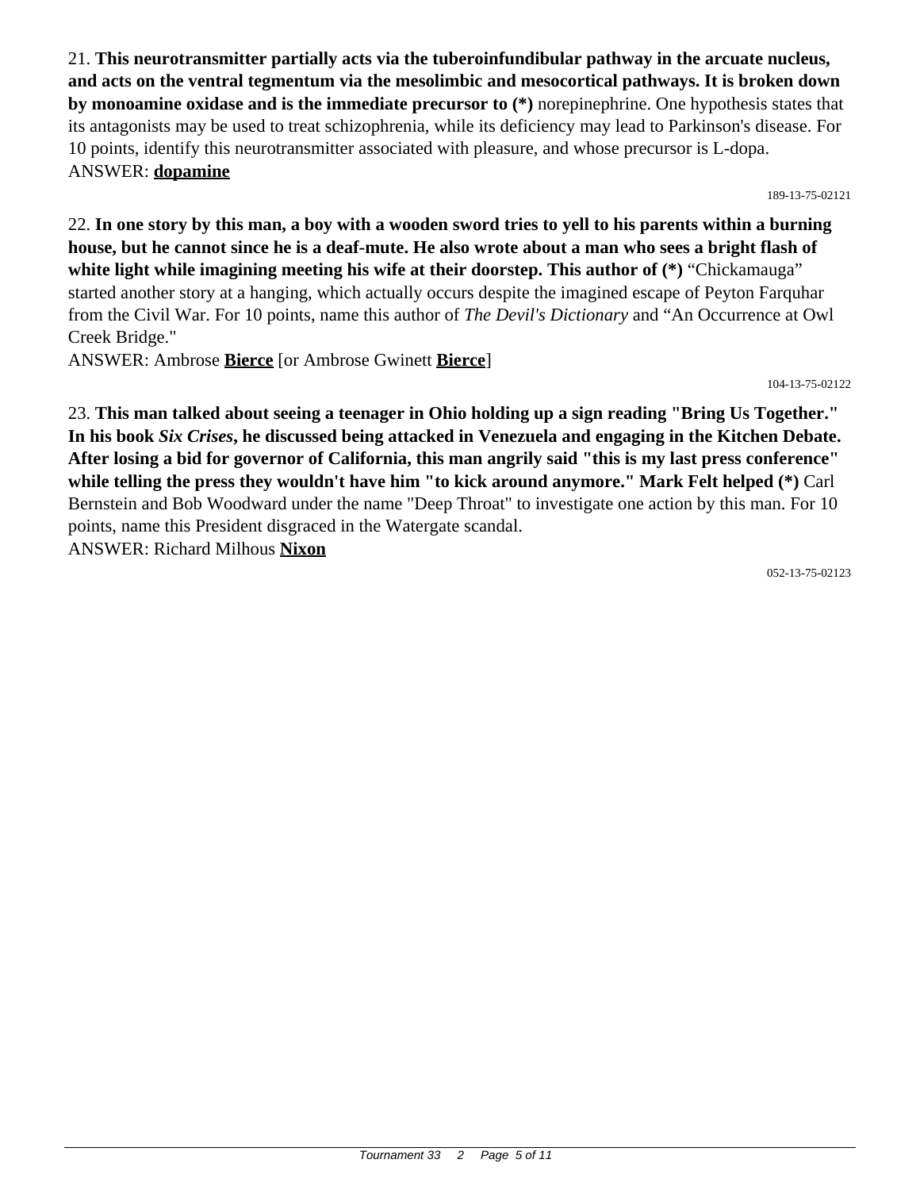21. **This neurotransmitter partially acts via the tuberoinfundibular pathway in the arcuate nucleus, and acts on the ventral tegmentum via the mesolimbic and mesocortical pathways. It is broken down by monoamine oxidase and is the immediate precursor to (*)** norepinephrine. One hypothesis states that its antagonists may be used to treat schizophrenia, while its deficiency may lead to Parkinson's disease. For 10 points, identify this neurotransmitter associated with pleasure, and whose precursor is L-dopa.
ANSWER: **dopamine**

189-13-75-02121

22. **In one story by this man, a boy with a wooden sword tries to yell to his parents within a burning house, but he cannot since he is a deaf-mute. He also wrote about a man who sees a bright flash of white light while imagining meeting his wife at their doorstep. This author of (*)** "Chickamauga" started another story at a hanging, which actually occurs despite the imagined escape of Peyton Farquhar from the Civil War. For 10 points, name this author of *The Devil's Dictionary* and "An Occurrence at Owl Creek Bridge."
ANSWER: Ambrose **Bierce** [or Ambrose Gwinett **Bierce**]

104-13-75-02122

23. **This man talked about seeing a teenager in Ohio holding up a sign reading "Bring Us Together." In his book *Six Crises*, he discussed being attacked in Venezuela and engaging in the Kitchen Debate. After losing a bid for governor of California, this man angrily said "this is my last press conference" while telling the press they wouldn't have him "to kick around anymore." Mark Felt helped (*)** Carl Bernstein and Bob Woodward under the name "Deep Throat" to investigate one action by this man. For 10 points, name this President disgraced in the Watergate scandal.
ANSWER: Richard Milhous **Nixon**

052-13-75-02123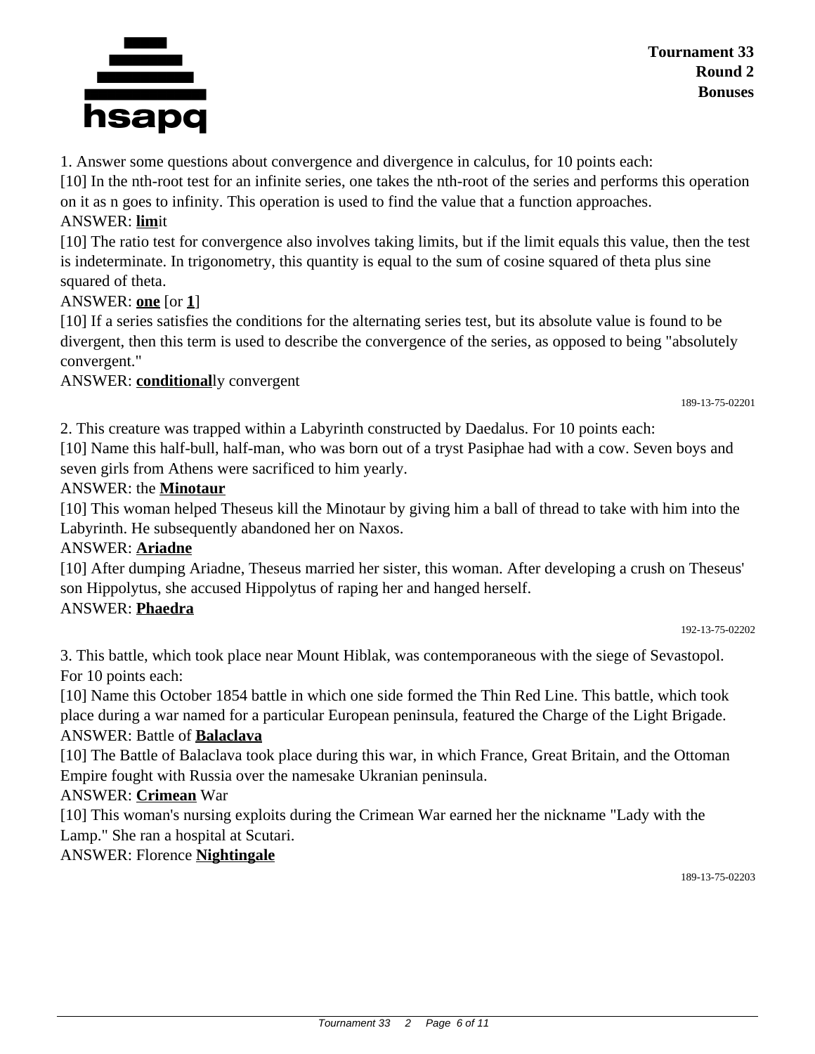1. Answer some questions about convergence and divergence in calculus, for 10 points each:

[10] In the nth-root test for an infinite series, one takes the nth-root of the series and performs this operation on it as n goes to infinity. This operation is used to find the value that a function approaches.

ANSWER: **lim**it

[10] The ratio test for convergence also involves taking limits, but if the limit equals this value, then the test is indeterminate. In trigonometry, this quantity is equal to the sum of cosine squared of theta plus sine squared of theta.

ANSWER: **one** [or **1**]

[10] If a series satisfies the conditions for the alternating series test, but its absolute value is found to be divergent, then this term is used to describe the convergence of the series, as opposed to being "absolutely convergent."

ANSWER: **conditional**ly convergent

189-13-75-02201

2. This creature was trapped within a Labyrinth constructed by Daedalus. For 10 points each:

[10] Name this half-bull, half-man, who was born out of a tryst Pasiphae had with a cow. Seven boys and seven girls from Athens were sacrificed to him yearly.

ANSWER: the **Minotaur**

[10] This woman helped Theseus kill the Minotaur by giving him a ball of thread to take with him into the Labyrinth. He subsequently abandoned her on Naxos.

ANSWER: **Ariadne**

[10] After dumping Ariadne, Theseus married her sister, this woman. After developing a crush on Theseus' son Hippolytus, she accused Hippolytus of raping her and hanged herself.

ANSWER: **Phaedra**

192-13-75-02202

3. This battle, which took place near Mount Hiblak, was contemporaneous with the siege of Sevastopol. For 10 points each:

[10] Name this October 1854 battle in which one side formed the Thin Red Line. This battle, which took place during a war named for a particular European peninsula, featured the Charge of the Light Brigade.

ANSWER: Battle of **Balaclava**

[10] The Battle of Balaclava took place during this war, in which France, Great Britain, and the Ottoman Empire fought with Russia over the namesake Ukranian peninsula.

ANSWER: **Crimean** War

[10] This woman's nursing exploits during the Crimean War earned her the nickname "Lady with the Lamp." She ran a hospital at Scutari.

ANSWER: Florence **Nightingale**

189-13-75-02203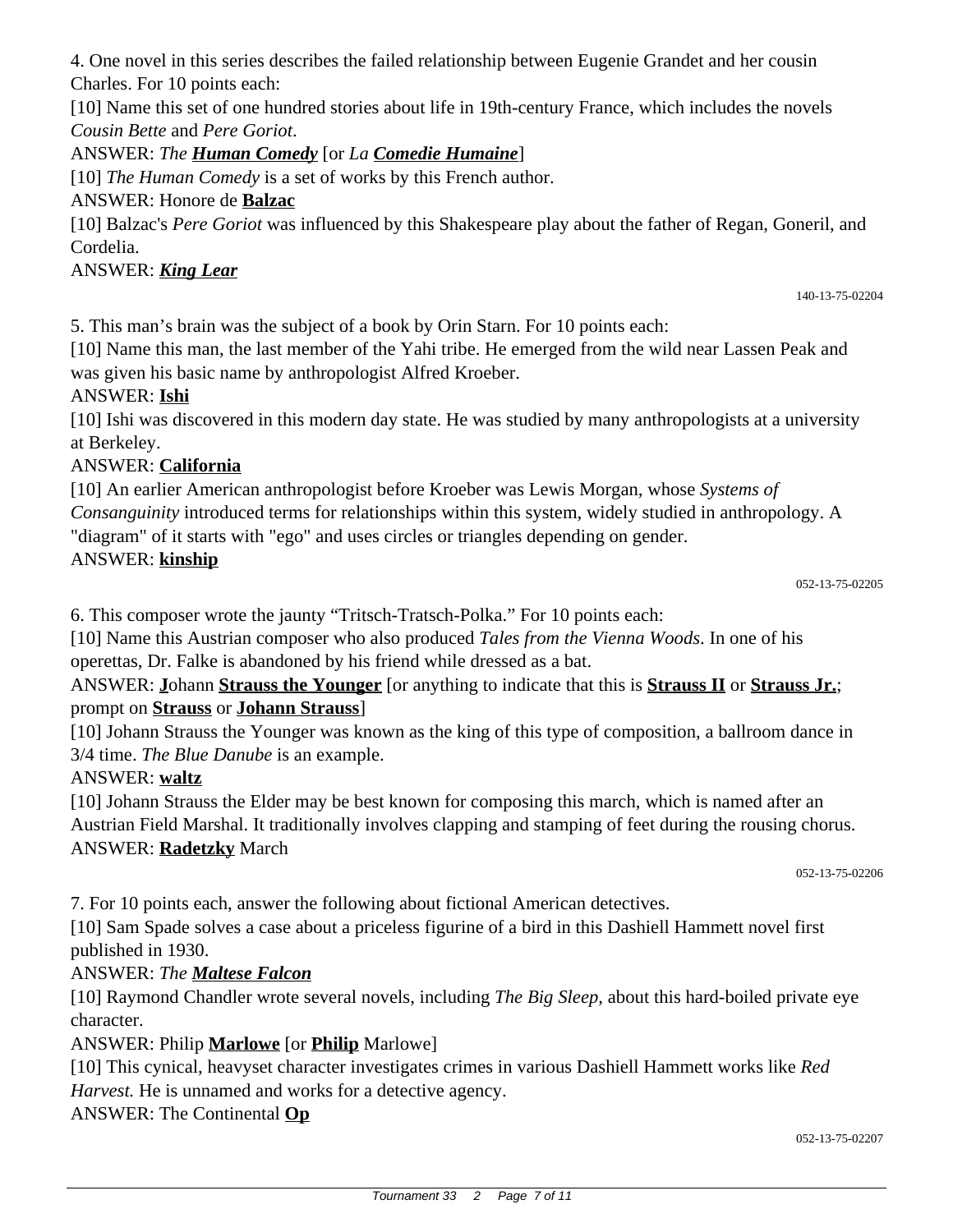4. One novel in this series describes the failed relationship between Eugenie Grandet and her cousin Charles. For 10 points each:

[10] Name this set of one hundred stories about life in 19th-century France, which includes the novels *Cousin Bette* and *Pere Goriot*.

ANSWER: *The* ***Human Comedy*** [or *La* ***Comedie Humaine***]

[10] *The Human Comedy* is a set of works by this French author.

ANSWER: Honore de **Balzac**

[10] Balzac's *Pere Goriot* was influenced by this Shakespeare play about the father of Regan, Goneril, and Cordelia.

ANSWER: ***King Lear***

140-13-75-02204

5. This man's brain was the subject of a book by Orin Starn. For 10 points each:

[10] Name this man, the last member of the Yahi tribe. He emerged from the wild near Lassen Peak and was given his basic name by anthropologist Alfred Kroeber.

ANSWER: **Ishi**

[10] Ishi was discovered in this modern day state. He was studied by many anthropologists at a university at Berkeley.

ANSWER: **California**

[10] An earlier American anthropologist before Kroeber was Lewis Morgan, whose *Systems of Consanguinity* introduced terms for relationships within this system, widely studied in anthropology. A "diagram" of it starts with "ego" and uses circles or triangles depending on gender.

ANSWER: **kinship**

052-13-75-02205

6. This composer wrote the jaunty "Tritsch-Tratsch-Polka." For 10 points each:

[10] Name this Austrian composer who also produced *Tales from the Vienna Woods*. In one of his operettas, Dr. Falke is abandoned by his friend while dressed as a bat.

ANSWER: **J**ohann **Strauss the Younger** [or anything to indicate that this is **Strauss II** or **Strauss Jr.**; prompt on **Strauss** or **Johann Strauss**]

[10] Johann Strauss the Younger was known as the king of this type of composition, a ballroom dance in 3/4 time. *The Blue Danube* is an example.

ANSWER: **waltz**

[10] Johann Strauss the Elder may be best known for composing this march, which is named after an Austrian Field Marshal. It traditionally involves clapping and stamping of feet during the rousing chorus.

ANSWER: **Radetzky** March

052-13-75-02206

7. For 10 points each, answer the following about fictional American detectives.

[10] Sam Spade solves a case about a priceless figurine of a bird in this Dashiell Hammett novel first published in 1930.

ANSWER: *The* ***Maltese Falcon***

[10] Raymond Chandler wrote several novels, including *The Big Sleep,* about this hard-boiled private eye character.

ANSWER: Philip **Marlowe** [or **Philip** Marlowe]

[10] This cynical, heavyset character investigates crimes in various Dashiell Hammett works like *Red Harvest.* He is unnamed and works for a detective agency.

ANSWER: The Continental **Op**

052-13-75-02207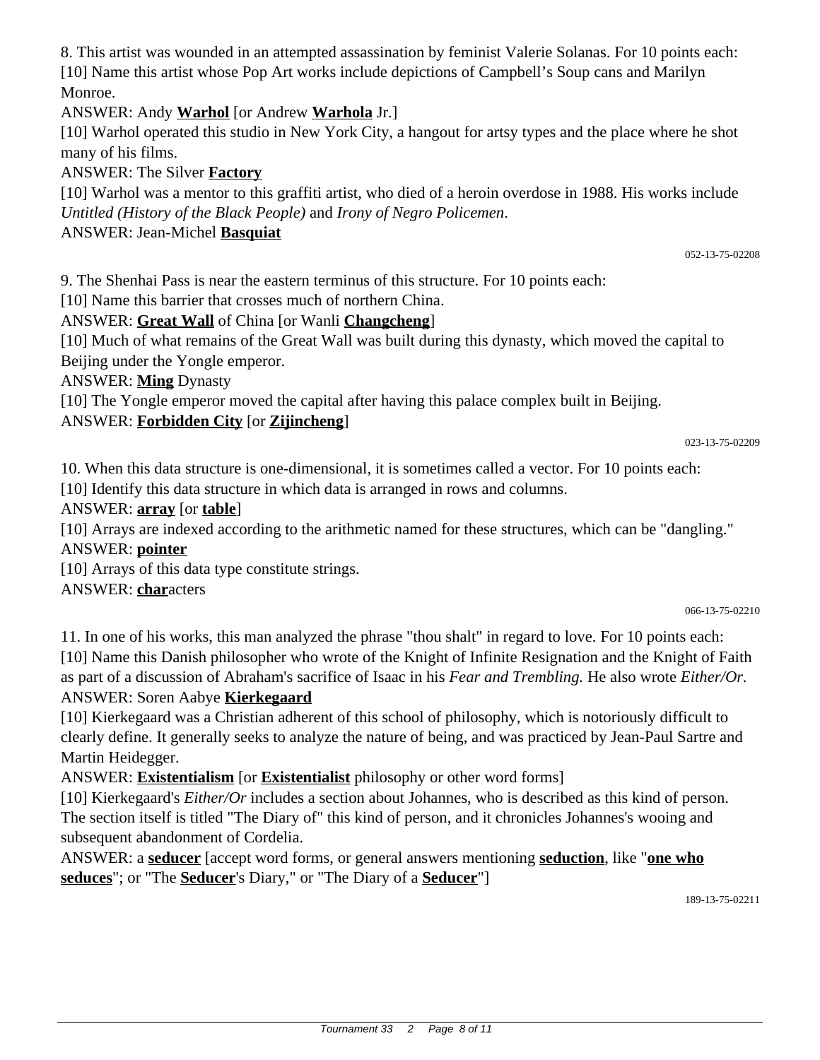8. This artist was wounded in an attempted assassination by feminist Valerie Solanas. For 10 points each:

[10] Name this artist whose Pop Art works include depictions of Campbell's Soup cans and Marilyn Monroe.

ANSWER: Andy **Warhol** [or Andrew **Warhola** Jr.]

[10] Warhol operated this studio in New York City, a hangout for artsy types and the place where he shot many of his films.

ANSWER: The Silver **Factory**

[10] Warhol was a mentor to this graffiti artist, who died of a heroin overdose in 1988. His works include *Untitled (History of the Black People)* and *Irony of Negro Policemen*.

ANSWER: Jean-Michel **Basquiat**

052-13-75-02208

9. The Shenhai Pass is near the eastern terminus of this structure. For 10 points each:

[10] Name this barrier that crosses much of northern China.

ANSWER: **Great Wall** of China [or Wanli **Changcheng**]

[10] Much of what remains of the Great Wall was built during this dynasty, which moved the capital to Beijing under the Yongle emperor.

ANSWER: **Ming** Dynasty

[10] The Yongle emperor moved the capital after having this palace complex built in Beijing.

ANSWER: **Forbidden City** [or **Zijincheng**]

023-13-75-02209

10. When this data structure is one-dimensional, it is sometimes called a vector. For 10 points each:

[10] Identify this data structure in which data is arranged in rows and columns.

ANSWER: **array** [or **table**]

[10] Arrays are indexed according to the arithmetic named for these structures, which can be "dangling."

ANSWER: **pointer**

[10] Arrays of this data type constitute strings.

ANSWER: **char**acters

066-13-75-02210

11. In one of his works, this man analyzed the phrase "thou shalt" in regard to love. For 10 points each:

[10] Name this Danish philosopher who wrote of the Knight of Infinite Resignation and the Knight of Faith as part of a discussion of Abraham's sacrifice of Isaac in his *Fear and Trembling.* He also wrote *Either/Or.*

ANSWER: Soren Aabye **Kierkegaard**

[10] Kierkegaard was a Christian adherent of this school of philosophy, which is notoriously difficult to clearly define. It generally seeks to analyze the nature of being, and was practiced by Jean-Paul Sartre and Martin Heidegger.

ANSWER: **Existentialism** [or **Existentialist** philosophy or other word forms]

[10] Kierkegaard's *Either/Or* includes a section about Johannes, who is described as this kind of person. The section itself is titled "The Diary of" this kind of person, and it chronicles Johannes's wooing and subsequent abandonment of Cordelia.

ANSWER: a **seducer** [accept word forms, or general answers mentioning **seduction**, like "**one who seduces**"; or "The **Seducer**'s Diary," or "The Diary of a **Seducer**"]

189-13-75-02211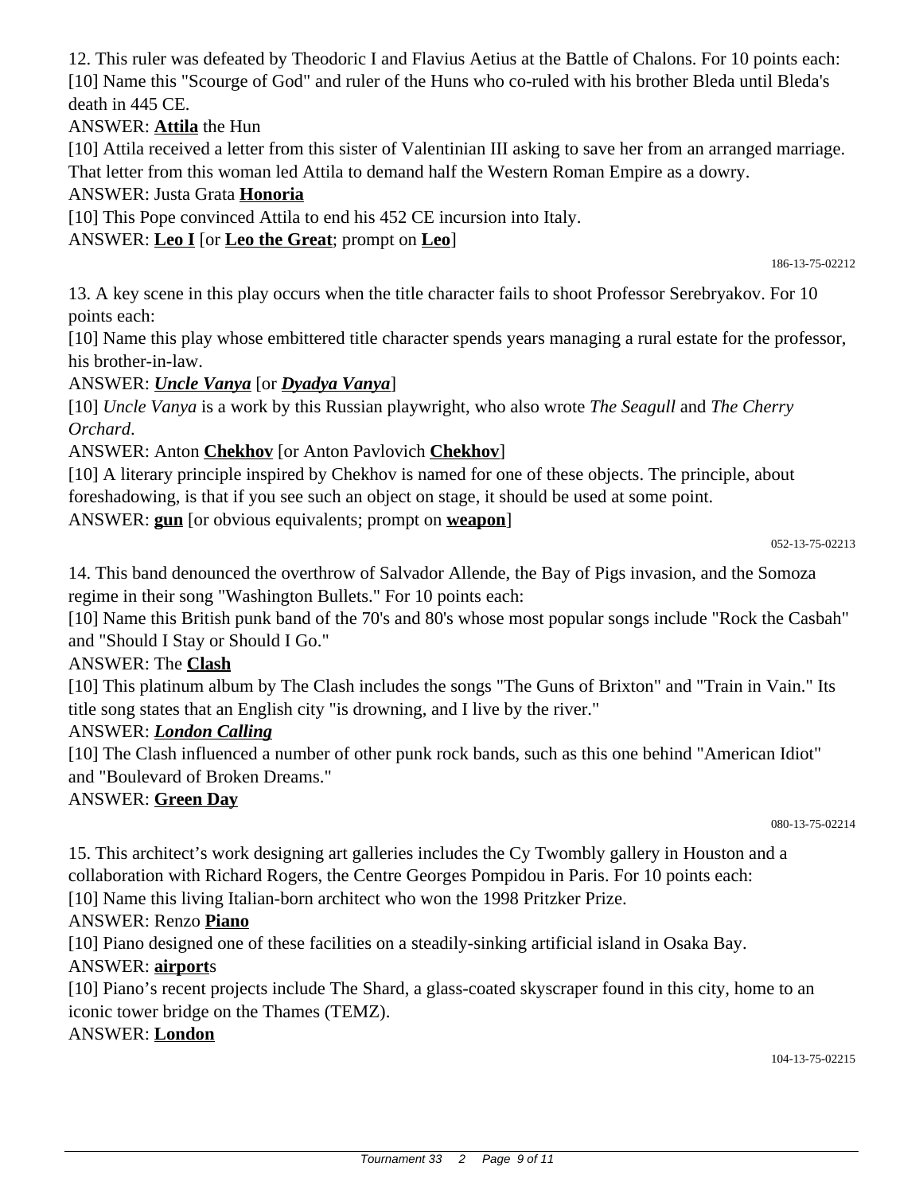12. This ruler was defeated by Theodoric I and Flavius Aetius at the Battle of Chalons. For 10 points each:
[10] Name this "Scourge of God" and ruler of the Huns who co-ruled with his brother Bleda until Bleda's death in 445 CE.
ANSWER: **Attila** the Hun
[10] Attila received a letter from this sister of Valentinian III asking to save her from an arranged marriage. That letter from this woman led Attila to demand half the Western Roman Empire as a dowry.
ANSWER: Justa Grata **Honoria**
[10] This Pope convinced Attila to end his 452 CE incursion into Italy.
ANSWER: **Leo I** [or **Leo the Great**; prompt on **Leo**]

186-13-75-02212

13. A key scene in this play occurs when the title character fails to shoot Professor Serebryakov. For 10 points each:
[10] Name this play whose embittered title character spends years managing a rural estate for the professor, his brother-in-law.
ANSWER: ***Uncle Vanya*** [or ***Dyadya Vanya***]
[10] *Uncle Vanya* is a work by this Russian playwright, who also wrote *The Seagull* and *The Cherry Orchard*.
ANSWER: Anton **Chekhov** [or Anton Pavlovich **Chekhov**]
[10] A literary principle inspired by Chekhov is named for one of these objects. The principle, about foreshadowing, is that if you see such an object on stage, it should be used at some point.
ANSWER: **gun** [or obvious equivalents; prompt on **weapon**]

052-13-75-02213

14. This band denounced the overthrow of Salvador Allende, the Bay of Pigs invasion, and the Somoza regime in their song "Washington Bullets." For 10 points each:
[10] Name this British punk band of the 70's and 80's whose most popular songs include "Rock the Casbah" and "Should I Stay or Should I Go."
ANSWER: The **Clash**
[10] This platinum album by The Clash includes the songs "The Guns of Brixton" and "Train in Vain." Its title song states that an English city "is drowning, and I live by the river."
ANSWER: ***London Calling***
[10] The Clash influenced a number of other punk rock bands, such as this one behind "American Idiot" and "Boulevard of Broken Dreams."
ANSWER: **Green Day**

080-13-75-02214

15. This architect's work designing art galleries includes the Cy Twombly gallery in Houston and a collaboration with Richard Rogers, the Centre Georges Pompidou in Paris. For 10 points each:
[10] Name this living Italian-born architect who won the 1998 Pritzker Prize.
ANSWER: Renzo **Piano**
[10] Piano designed one of these facilities on a steadily-sinking artificial island in Osaka Bay.
ANSWER: **airport**s
[10] Piano's recent projects include The Shard, a glass-coated skyscraper found in this city, home to an iconic tower bridge on the Thames (TEMZ).
ANSWER: **London**

104-13-75-02215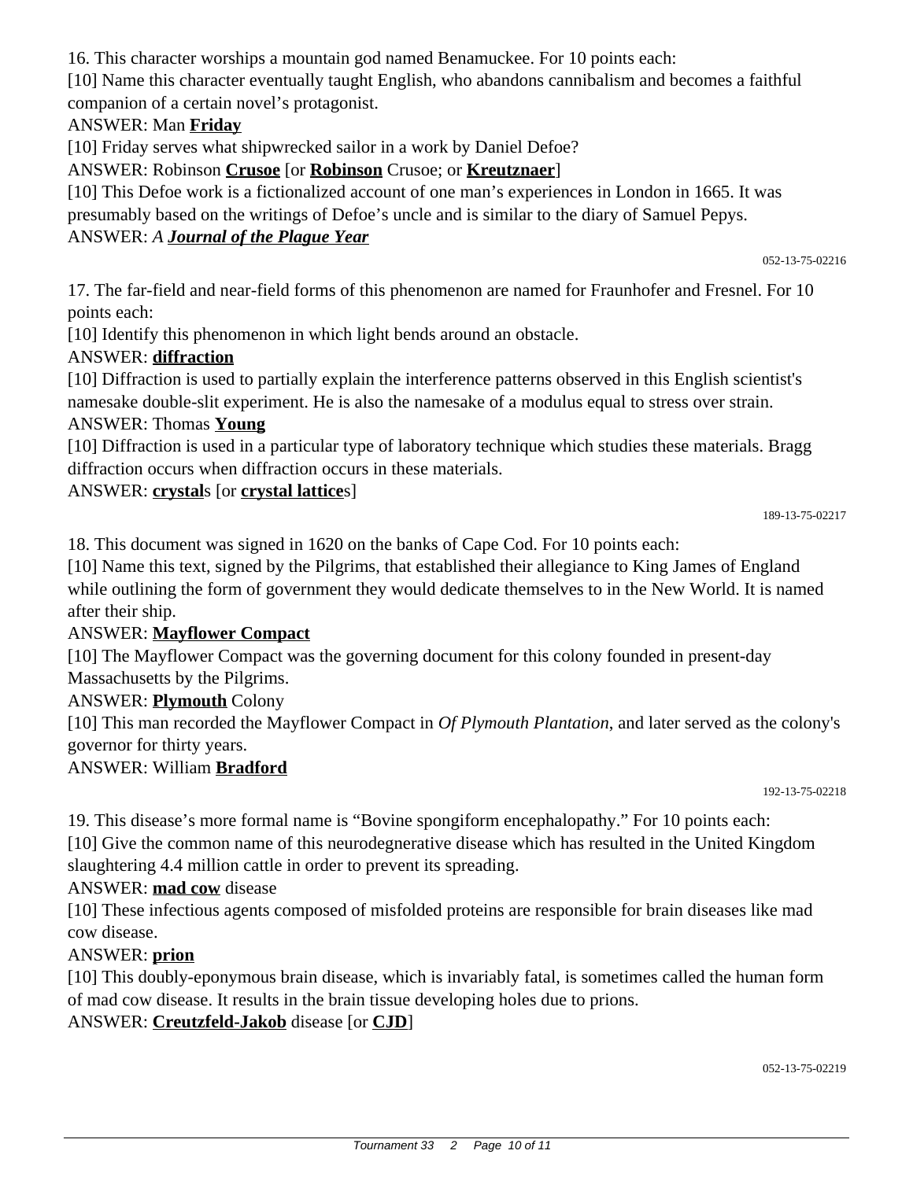16. This character worships a mountain god named Benamuckee. For 10 points each:

[10] Name this character eventually taught English, who abandons cannibalism and becomes a faithful companion of a certain novel's protagonist.

ANSWER: Man **Friday**

[10] Friday serves what shipwrecked sailor in a work by Daniel Defoe?

ANSWER: Robinson **Crusoe** [or **Robinson** Crusoe; or **Kreutznaer**]

[10] This Defoe work is a fictionalized account of one man's experiences in London in 1665. It was presumably based on the writings of Defoe's uncle and is similar to the diary of Samuel Pepys.

ANSWER: *A **Journal of the Plague Year***

052-13-75-02216

17. The far-field and near-field forms of this phenomenon are named for Fraunhofer and Fresnel. For 10 points each:

[10] Identify this phenomenon in which light bends around an obstacle.

ANSWER: **diffraction**

[10] Diffraction is used to partially explain the interference patterns observed in this English scientist's namesake double-slit experiment. He is also the namesake of a modulus equal to stress over strain.

ANSWER: Thomas **Young**

[10] Diffraction is used in a particular type of laboratory technique which studies these materials. Bragg diffraction occurs when diffraction occurs in these materials.

ANSWER: **crystal**s [or **crystal lattice**s]

189-13-75-02217

18. This document was signed in 1620 on the banks of Cape Cod. For 10 points each:

[10] Name this text, signed by the Pilgrims, that established their allegiance to King James of England while outlining the form of government they would dedicate themselves to in the New World. It is named after their ship.

ANSWER: **Mayflower Compact**

[10] The Mayflower Compact was the governing document for this colony founded in present-day Massachusetts by the Pilgrims.

ANSWER: **Plymouth** Colony

[10] This man recorded the Mayflower Compact in *Of Plymouth Plantation*, and later served as the colony's governor for thirty years.

ANSWER: William **Bradford**

192-13-75-02218

19. This disease's more formal name is "Bovine spongiform encephalopathy." For 10 points each:

[10] Give the common name of this neurodegenerative disease which has resulted in the United Kingdom slaughtering 4.4 million cattle in order to prevent its spreading.

ANSWER: **mad cow** disease

[10] These infectious agents composed of misfolded proteins are responsible for brain diseases like mad cow disease.

ANSWER: **prion**

[10] This doubly-eponymous brain disease, which is invariably fatal, is sometimes called the human form of mad cow disease. It results in the brain tissue developing holes due to prions.

ANSWER: **Creutzfeld-Jakob** disease [or **CJD**]

052-13-75-02219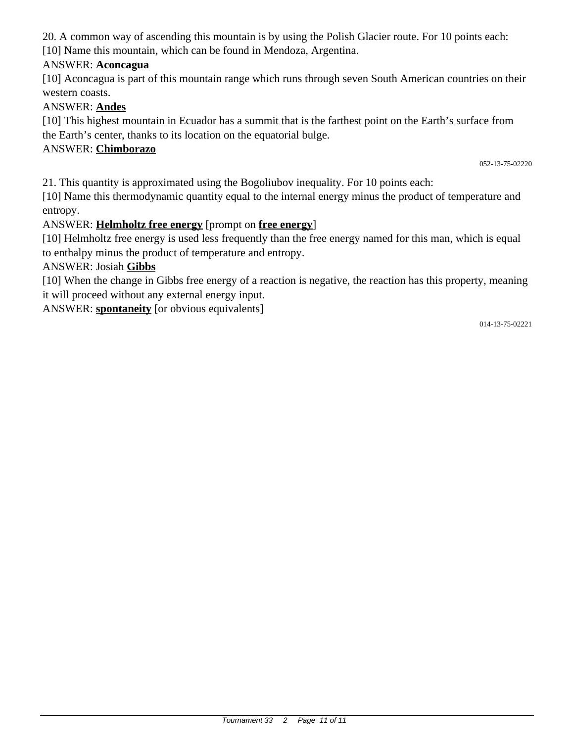20. A common way of ascending this mountain is by using the Polish Glacier route. For 10 points each:

[10] Name this mountain, which can be found in Mendoza, Argentina.

ANSWER: **Aconcagua**

[10] Aconcagua is part of this mountain range which runs through seven South American countries on their western coasts.

ANSWER: **Andes**

[10] This highest mountain in Ecuador has a summit that is the farthest point on the Earth's surface from the Earth's center, thanks to its location on the equatorial bulge.

ANSWER: **Chimborazo**

052-13-75-02220

21. This quantity is approximated using the Bogoliubov inequality. For 10 points each:

[10] Name this thermodynamic quantity equal to the internal energy minus the product of temperature and entropy.

ANSWER: **Helmholtz free energy** [prompt on **free energy**]

[10] Helmholtz free energy is used less frequently than the free energy named for this man, which is equal to enthalpy minus the product of temperature and entropy.

ANSWER: Josiah **Gibbs**

[10] When the change in Gibbs free energy of a reaction is negative, the reaction has this property, meaning it will proceed without any external energy input.

ANSWER: **spontaneity** [or obvious equivalents]

014-13-75-02221